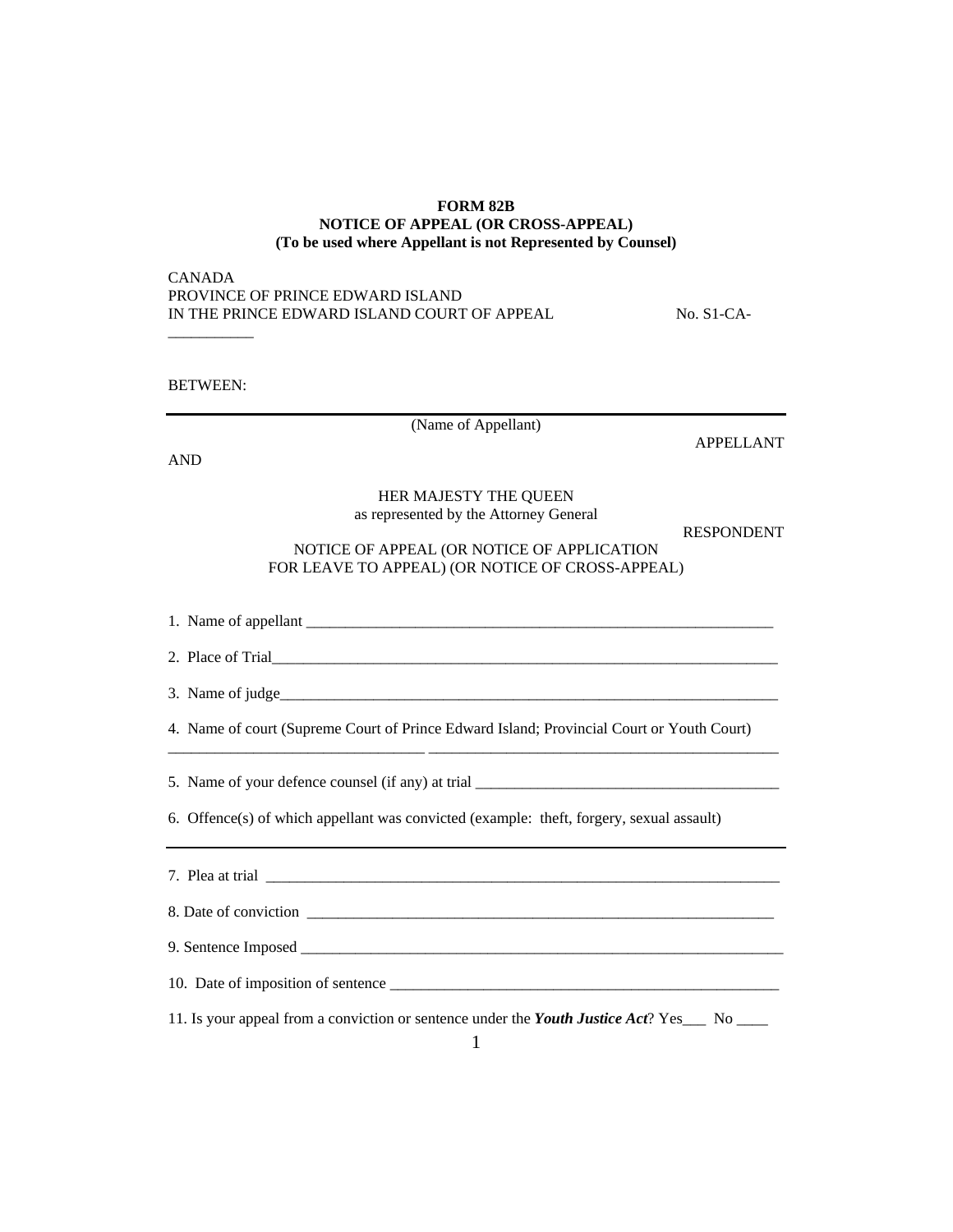**FORM 82B**
**NOTICE OF APPEAL (OR CROSS-APPEAL)**
**(To be used where Appellant is not Represented by Counsel)**

CANADA
PROVINCE OF PRINCE EDWARD ISLAND
IN THE PRINCE EDWARD ISLAND COURT OF APPEAL No. S1-CA-
___________

BETWEEN:

---

(Name of Appellant)

APPELLANT

AND

HER MAJESTY THE QUEEN
as represented by the Attorney General

RESPONDENT

NOTICE OF APPEAL (OR NOTICE OF APPLICATION
FOR LEAVE TO APPEAL) (OR NOTICE OF CROSS-APPEAL)

1. Name of appellant _______________________________________________________________

2. Place of Trial____________________________________________________________________

3. Name of judge___________________________________________________________________

4. Name of court (Supreme Court of Prince Edward Island; Provincial Court or Youth Court)
________________________________ ____________________________________________

5. Name of your defence counsel (if any) at trial ______________________________________

6. Offence(s) of which appellant was convicted (example: theft, forgery, sexual assault)

---

7. Plea at trial ____________________________________________________________________

8. Date of conviction ______________________________________________________________

9. Sentence Imposed _______________________________________________________________

10. Date of imposition of sentence ___________________________________________________

11. Is your appeal from a conviction or sentence under the ***Youth Justice Act***? Yes___ No ____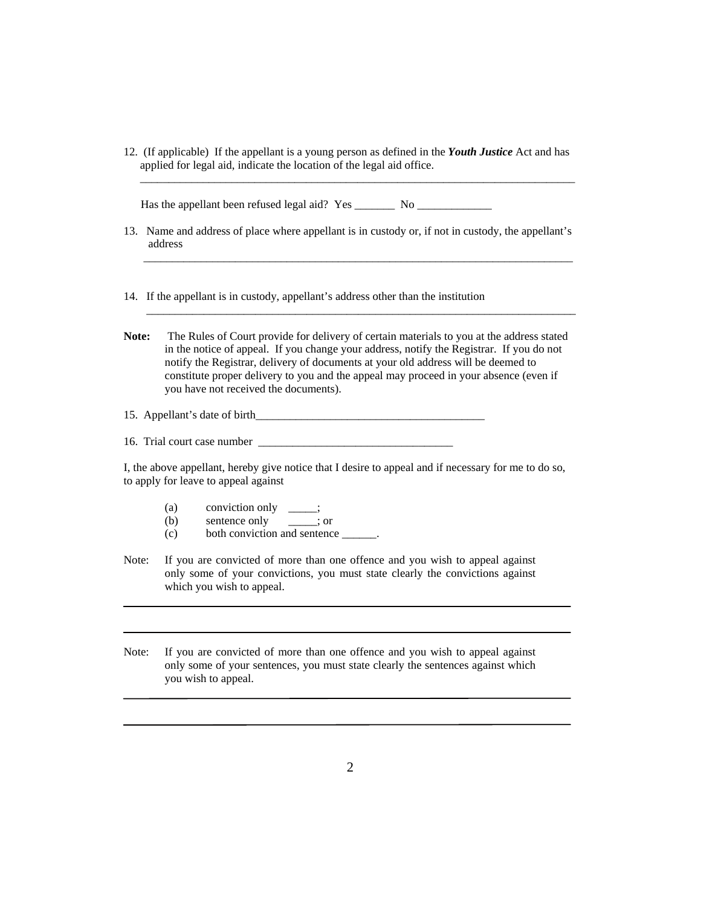12. (If applicable) If the appellant is a young person as defined in the ***Youth Justice*** Act and has applied for legal aid, indicate the location of the legal aid office.

_______________________________________________________________________________

Has the appellant been refused legal aid? Yes _______ No _____________

13. Name and address of place where appellant is in custody or, if not in custody, the appellant's address

_______________________________________________________________________________

14. If the appellant is in custody, appellant's address other than the institution

_______________________________________________________________________________

**Note:** The Rules of Court provide for delivery of certain materials to you at the address stated in the notice of appeal. If you change your address, notify the Registrar. If you do not notify the Registrar, delivery of documents at your old address will be deemed to constitute proper delivery to you and the appeal may proceed in your absence (even if you have not received the documents).

15. Appellant's date of birth_________________________________________

16. Trial court case number __________________________________

I, the above appellant, hereby give notice that I desire to appeal and if necessary for me to do so, to apply for leave to appeal against

(a) conviction only _____;
(b) sentence only _____; or
(c) both conviction and sentence ______.

Note: If you are convicted of more than one offence and you wish to appeal against only some of your convictions, you must state clearly the convictions against which you wish to appeal.

_______________________________________________________________________________

_______________________________________________________________________________

Note: If you are convicted of more than one offence and you wish to appeal against only some of your sentences, you must state clearly the sentences against which you wish to appeal.

_______________________________________________________________________________

_______________________________________________________________________________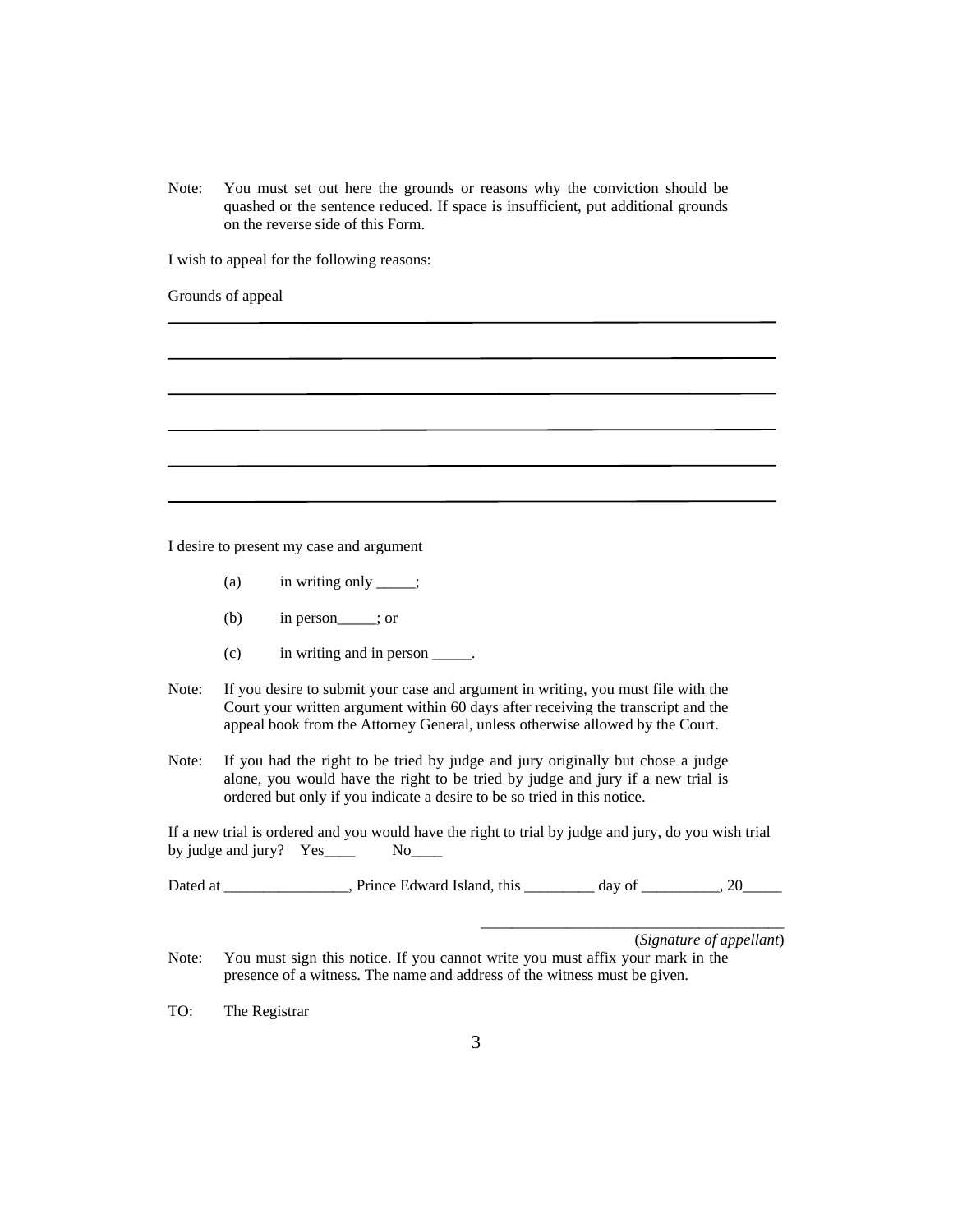Note: You must set out here the grounds or reasons why the conviction should be quashed or the sentence reduced. If space is insufficient, put additional grounds on the reverse side of this Form.

I wish to appeal for the following reasons:

Grounds of appeal

\_\_\_\_\_\_\_\_\_\_\_\_\_\_\_\_\_\_\_\_\_\_\_\_\_\_\_\_\_\_\_\_\_\_\_\_\_\_\_\_\_\_\_\_\_\_\_\_\_\_\_\_\_\_\_\_\_\_\_\_\_\_\_\_\_\_\_\_\_\_

\_\_\_\_\_\_\_\_\_\_\_\_\_\_\_\_\_\_\_\_\_\_\_\_\_\_\_\_\_\_\_\_\_\_\_\_\_\_\_\_\_\_\_\_\_\_\_\_\_\_\_\_\_\_\_\_\_\_\_\_\_\_\_\_\_\_\_\_\_\_

\_\_\_\_\_\_\_\_\_\_\_\_\_\_\_\_\_\_\_\_\_\_\_\_\_\_\_\_\_\_\_\_\_\_\_\_\_\_\_\_\_\_\_\_\_\_\_\_\_\_\_\_\_\_\_\_\_\_\_\_\_\_\_\_\_\_\_\_\_\_

\_\_\_\_\_\_\_\_\_\_\_\_\_\_\_\_\_\_\_\_\_\_\_\_\_\_\_\_\_\_\_\_\_\_\_\_\_\_\_\_\_\_\_\_\_\_\_\_\_\_\_\_\_\_\_\_\_\_\_\_\_\_\_\_\_\_\_\_\_\_

\_\_\_\_\_\_\_\_\_\_\_\_\_\_\_\_\_\_\_\_\_\_\_\_\_\_\_\_\_\_\_\_\_\_\_\_\_\_\_\_\_\_\_\_\_\_\_\_\_\_\_\_\_\_\_\_\_\_\_\_\_\_\_\_\_\_\_\_\_\_

\_\_\_\_\_\_\_\_\_\_\_\_\_\_\_\_\_\_\_\_\_\_\_\_\_\_\_\_\_\_\_\_\_\_\_\_\_\_\_\_\_\_\_\_\_\_\_\_\_\_\_\_\_\_\_\_\_\_\_\_\_\_\_\_\_\_\_\_\_\_

I desire to present my case and argument

(a) in writing only \_\_\_\_\_;

(b) in person\_\_\_\_\_; or

(c) in writing and in person \_\_\_\_\_.

Note: If you desire to submit your case and argument in writing, you must file with the Court your written argument within 60 days after receiving the transcript and the appeal book from the Attorney General, unless otherwise allowed by the Court.

Note: If you had the right to be tried by judge and jury originally but chose a judge alone, you would have the right to be tried by judge and jury if a new trial is ordered but only if you indicate a desire to be so tried in this notice.

If a new trial is ordered and you would have the right to trial by judge and jury, do you wish trial by judge and jury? Yes\_\_\_\_ No\_\_\_\_

Dated at \_\_\_\_\_\_\_\_\_\_\_\_\_\_\_\_, Prince Edward Island, this \_\_\_\_\_\_\_\_\_ day of \_\_\_\_\_\_\_\_\_\_, 20\_\_\_\_\_

\_\_\_\_\_\_\_\_\_\_\_\_\_\_\_\_\_\_\_\_\_\_\_\_\_\_\_\_\_\_\_\_\_\_\_\_\_\_\_
(*Signature of appellant*)

Note: You must sign this notice. If you cannot write you must affix your mark in the presence of a witness. The name and address of the witness must be given.

TO: The Registrar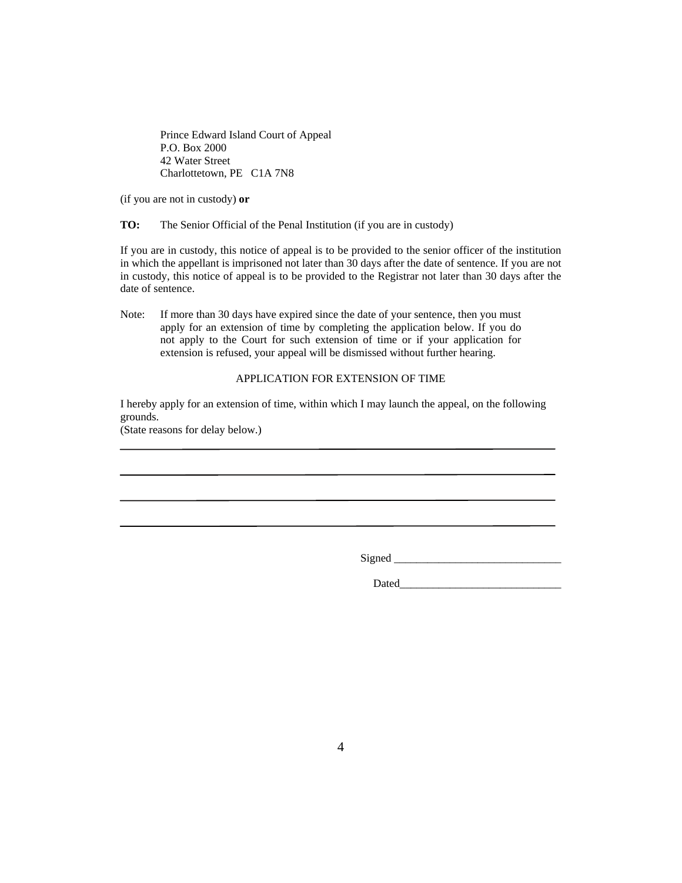Prince Edward Island Court of Appeal
P.O. Box 2000
42 Water Street
Charlottetown, PE C1A 7N8

(if you are not in custody) **or**

**TO:** The Senior Official of the Penal Institution (if you are in custody)

If you are in custody, this notice of appeal is to be provided to the senior officer of the institution in which the appellant is imprisoned not later than 30 days after the date of sentence. If you are not in custody, this notice of appeal is to be provided to the Registrar not later than 30 days after the date of sentence.

Note: If more than 30 days have expired since the date of your sentence, then you must apply for an extension of time by completing the application below. If you do not apply to the Court for such extension of time or if your application for extension is refused, your appeal will be dismissed without further hearing.

APPLICATION FOR EXTENSION OF TIME

I hereby apply for an extension of time, within which I may launch the appeal, on the following grounds.
(State reasons for delay below.)

______________________________________________________________________

______________________________________________________________________

______________________________________________________________________

______________________________________________________________________

Signed ______________________________

Dated______________________________